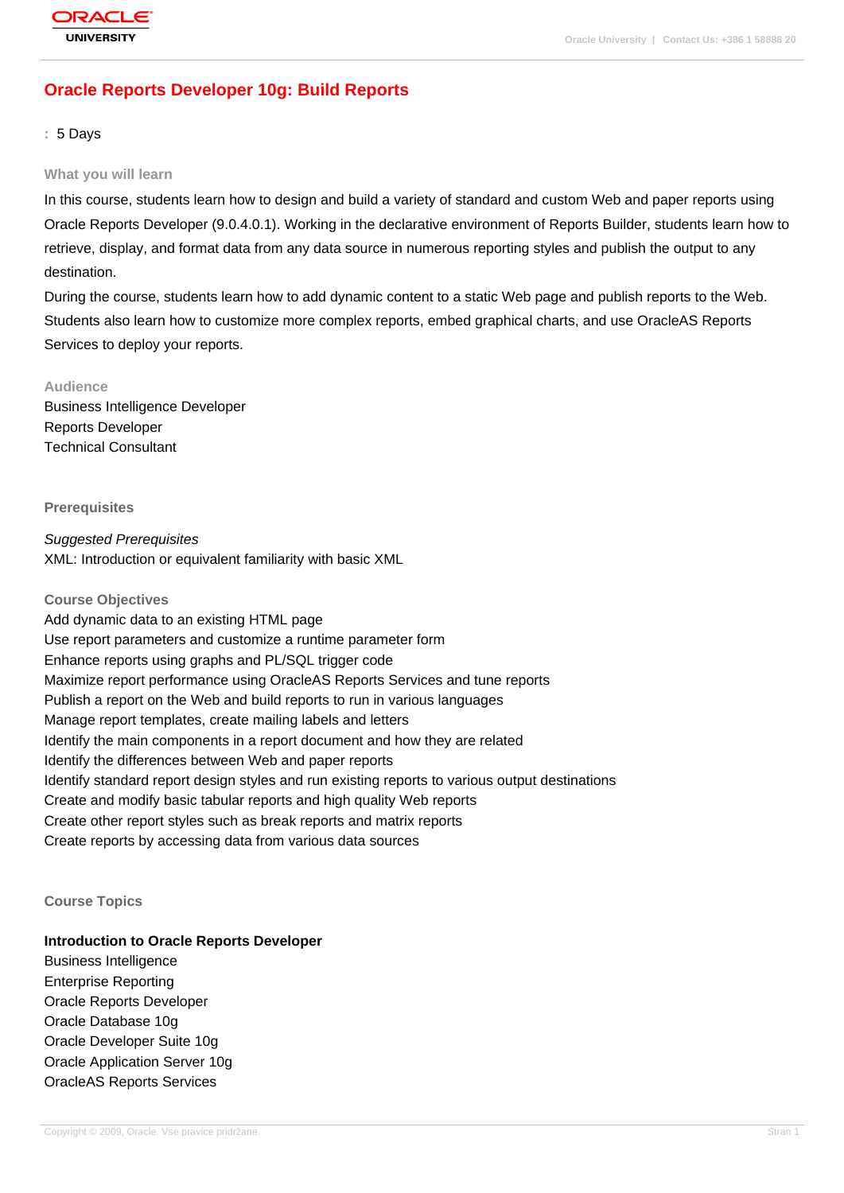# Oracle Reports Developer 10g: Build Reports

: 5 Days

## What you will learn

In this course, students learn how to design and build a variety of standard and custom Web and paper reports using Oracle Reports Developer (9.0.4.0.1). Working in the declarative environment of Reports Builder, students learn how to retrieve, display, and format data from any data source in numerous reporting styles and publish the output to any destination.

During the course, students learn how to add dynamic content to a static Web page and publish reports to the Web. Students also learn how to customize more complex reports, embed graphical charts, and use OracleAS Reports Services to deploy your reports.

## Audience

Business Intelligence Developer
Reports Developer
Technical Consultant

## Prerequisites

*Suggested Prerequisites*

XML: Introduction or equivalent familiarity with basic XML

## Course Objectives

Add dynamic data to an existing HTML page
Use report parameters and customize a runtime parameter form
Enhance reports using graphs and PL/SQL trigger code
Maximize report performance using OracleAS Reports Services and tune reports
Publish a report on the Web and build reports to run in various languages
Manage report templates, create mailing labels and letters
Identify the main components in a report document and how they are related
Identify the differences between Web and paper reports
Identify standard report design styles and run existing reports to various output destinations
Create and modify basic tabular reports and high quality Web reports
Create other report styles such as break reports and matrix reports
Create reports by accessing data from various data sources

## Course Topics

**Introduction to Oracle Reports Developer**

Business Intelligence
Enterprise Reporting
Oracle Reports Developer
Oracle Database 10g
Oracle Developer Suite 10g
Oracle Application Server 10g
OracleAS Reports Services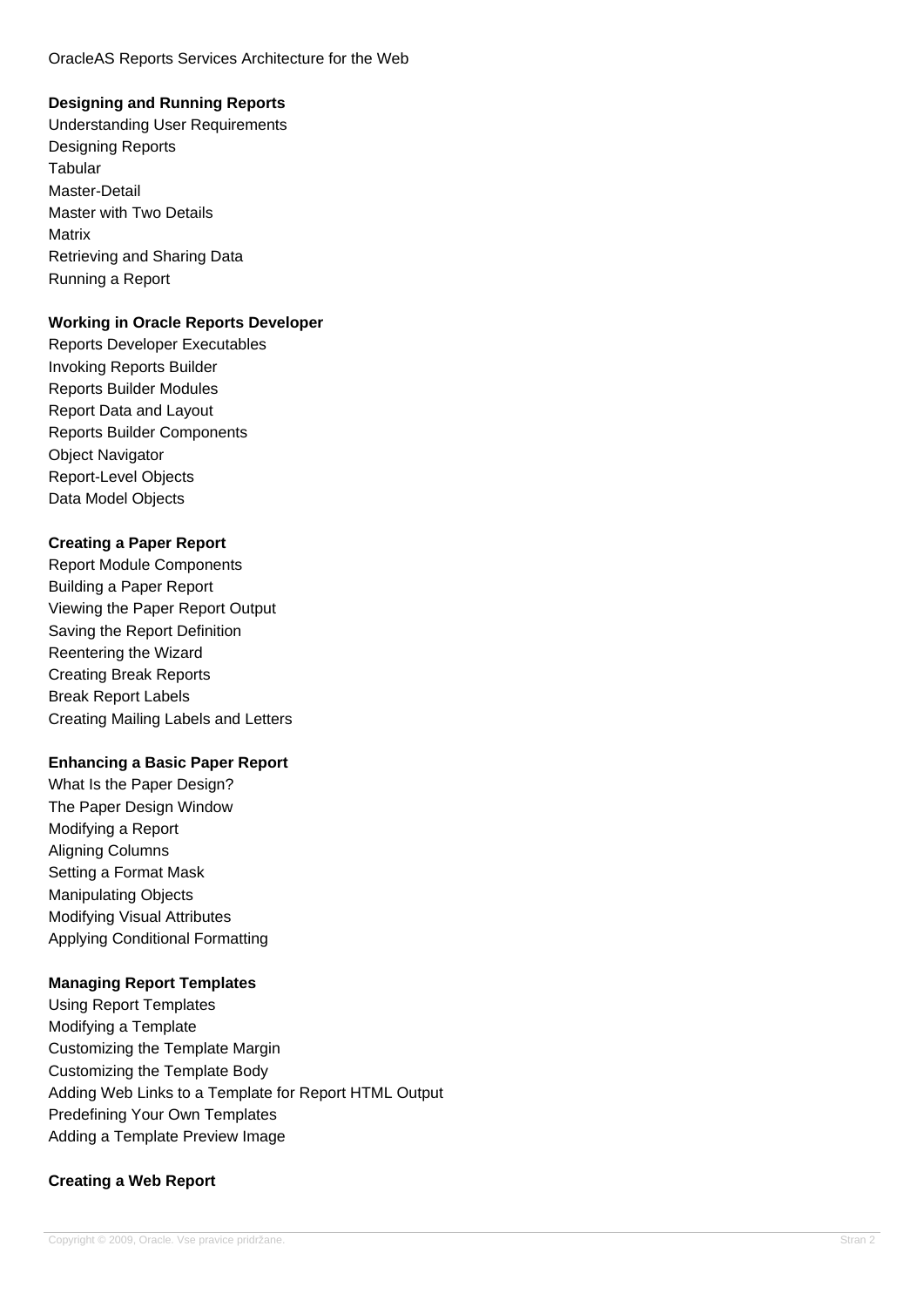OracleAS Reports Services Architecture for the Web

**Designing and Running Reports**

Understanding User Requirements
Designing Reports
Tabular
Master-Detail
Master with Two Details
Matrix
Retrieving and Sharing Data
Running a Report

**Working in Oracle Reports Developer**

Reports Developer Executables
Invoking Reports Builder
Reports Builder Modules
Report Data and Layout
Reports Builder Components
Object Navigator
Report-Level Objects
Data Model Objects

**Creating a Paper Report**

Report Module Components
Building a Paper Report
Viewing the Paper Report Output
Saving the Report Definition
Reentering the Wizard
Creating Break Reports
Break Report Labels
Creating Mailing Labels and Letters

**Enhancing a Basic Paper Report**

What Is the Paper Design?
The Paper Design Window
Modifying a Report
Aligning Columns
Setting a Format Mask
Manipulating Objects
Modifying Visual Attributes
Applying Conditional Formatting

**Managing Report Templates**

Using Report Templates
Modifying a Template
Customizing the Template Margin
Customizing the Template Body
Adding Web Links to a Template for Report HTML Output
Predefining Your Own Templates
Adding a Template Preview Image

**Creating a Web Report**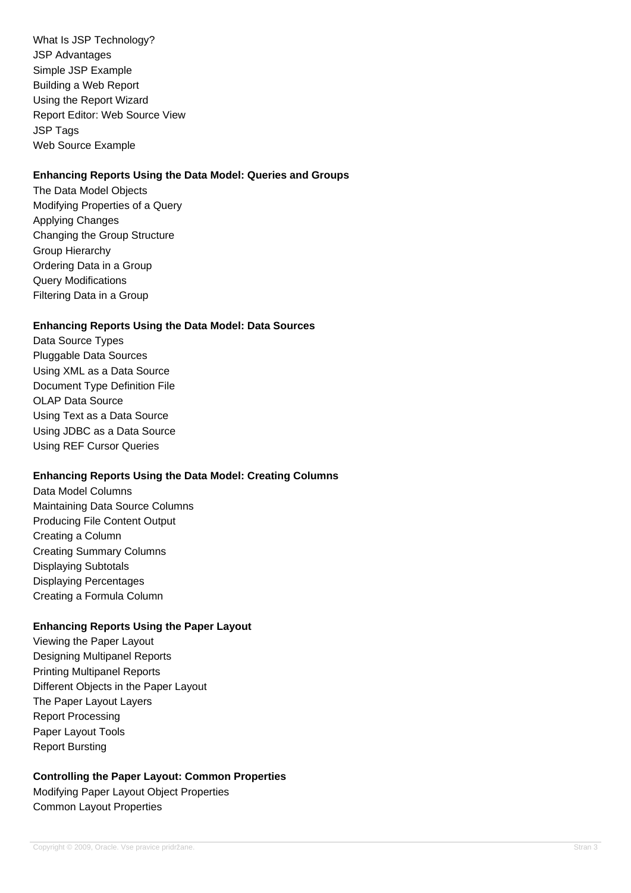What Is JSP Technology?
JSP Advantages
Simple JSP Example
Building a Web Report
Using the Report Wizard
Report Editor: Web Source View
JSP Tags
Web Source Example

**Enhancing Reports Using the Data Model: Queries and Groups**

The Data Model Objects
Modifying Properties of a Query
Applying Changes
Changing the Group Structure
Group Hierarchy
Ordering Data in a Group
Query Modifications
Filtering Data in a Group

**Enhancing Reports Using the Data Model: Data Sources**

Data Source Types
Pluggable Data Sources
Using XML as a Data Source
Document Type Definition File
OLAP Data Source
Using Text as a Data Source
Using JDBC as a Data Source
Using REF Cursor Queries

**Enhancing Reports Using the Data Model: Creating Columns**

Data Model Columns
Maintaining Data Source Columns
Producing File Content Output
Creating a Column
Creating Summary Columns
Displaying Subtotals
Displaying Percentages
Creating a Formula Column

**Enhancing Reports Using the Paper Layout**

Viewing the Paper Layout
Designing Multipanel Reports
Printing Multipanel Reports
Different Objects in the Paper Layout
The Paper Layout Layers
Report Processing
Paper Layout Tools
Report Bursting

**Controlling the Paper Layout: Common Properties**

Modifying Paper Layout Object Properties
Common Layout Properties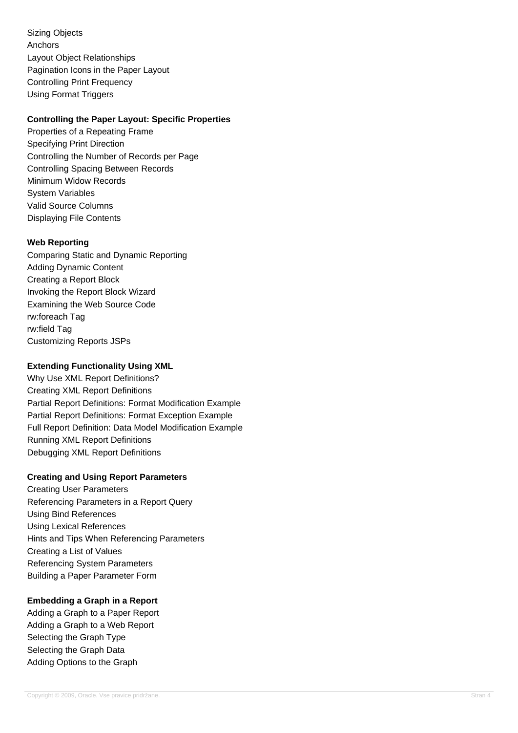Sizing Objects
Anchors
Layout Object Relationships
Pagination Icons in the Paper Layout
Controlling Print Frequency
Using Format Triggers

**Controlling the Paper Layout: Specific Properties**

Properties of a Repeating Frame
Specifying Print Direction
Controlling the Number of Records per Page
Controlling Spacing Between Records
Minimum Widow Records
System Variables
Valid Source Columns
Displaying File Contents

**Web Reporting**

Comparing Static and Dynamic Reporting
Adding Dynamic Content
Creating a Report Block
Invoking the Report Block Wizard
Examining the Web Source Code
rw:foreach Tag
rw:field Tag
Customizing Reports JSPs

**Extending Functionality Using XML**

Why Use XML Report Definitions?
Creating XML Report Definitions
Partial Report Definitions: Format Modification Example
Partial Report Definitions: Format Exception Example
Full Report Definition: Data Model Modification Example
Running XML Report Definitions
Debugging XML Report Definitions

**Creating and Using Report Parameters**

Creating User Parameters
Referencing Parameters in a Report Query
Using Bind References
Using Lexical References
Hints and Tips When Referencing Parameters
Creating a List of Values
Referencing System Parameters
Building a Paper Parameter Form

**Embedding a Graph in a Report**

Adding a Graph to a Paper Report
Adding a Graph to a Web Report
Selecting the Graph Type
Selecting the Graph Data
Adding Options to the Graph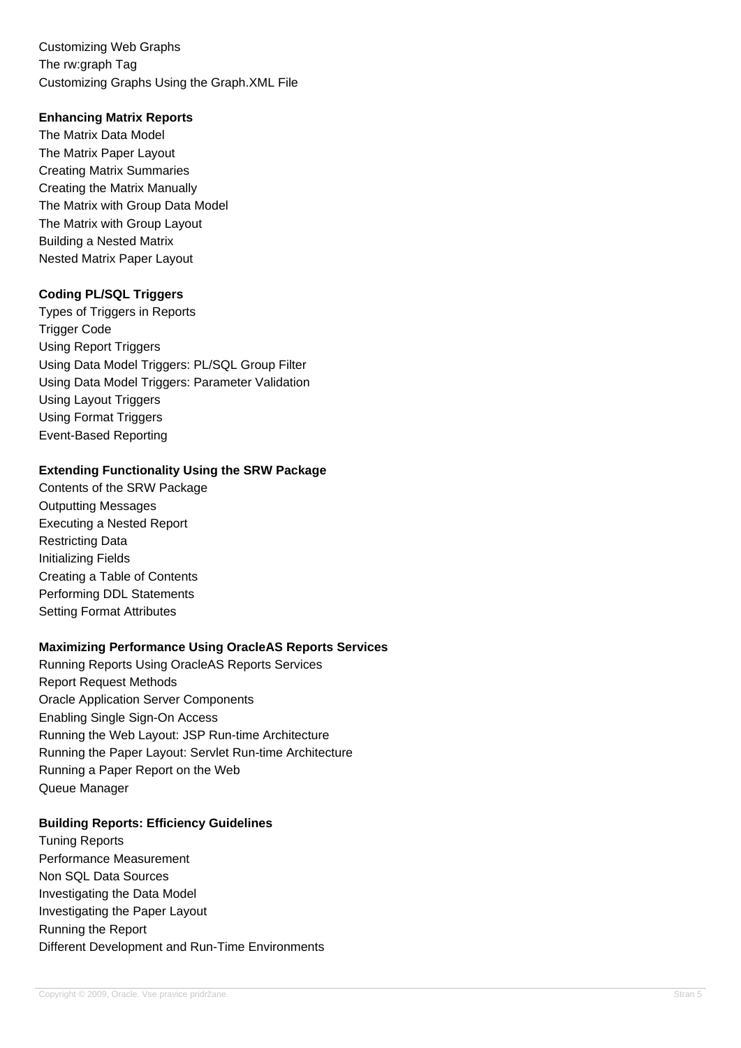Customizing Web Graphs
The rw:graph Tag
Customizing Graphs Using the Graph.XML File

**Enhancing Matrix Reports**

The Matrix Data Model
The Matrix Paper Layout
Creating Matrix Summaries
Creating the Matrix Manually
The Matrix with Group Data Model
The Matrix with Group Layout
Building a Nested Matrix
Nested Matrix Paper Layout

**Coding PL/SQL Triggers**

Types of Triggers in Reports
Trigger Code
Using Report Triggers
Using Data Model Triggers: PL/SQL Group Filter
Using Data Model Triggers: Parameter Validation
Using Layout Triggers
Using Format Triggers
Event-Based Reporting

**Extending Functionality Using the SRW Package**

Contents of the SRW Package
Outputting Messages
Executing a Nested Report
Restricting Data
Initializing Fields
Creating a Table of Contents
Performing DDL Statements
Setting Format Attributes

**Maximizing Performance Using OracleAS Reports Services**

Running Reports Using OracleAS Reports Services
Report Request Methods
Oracle Application Server Components
Enabling Single Sign-On Access
Running the Web Layout: JSP Run-time Architecture
Running the Paper Layout: Servlet Run-time Architecture
Running a Paper Report on the Web
Queue Manager

**Building Reports: Efficiency Guidelines**

Tuning Reports
Performance Measurement
Non SQL Data Sources
Investigating the Data Model
Investigating the Paper Layout
Running the Report
Different Development and Run-Time Environments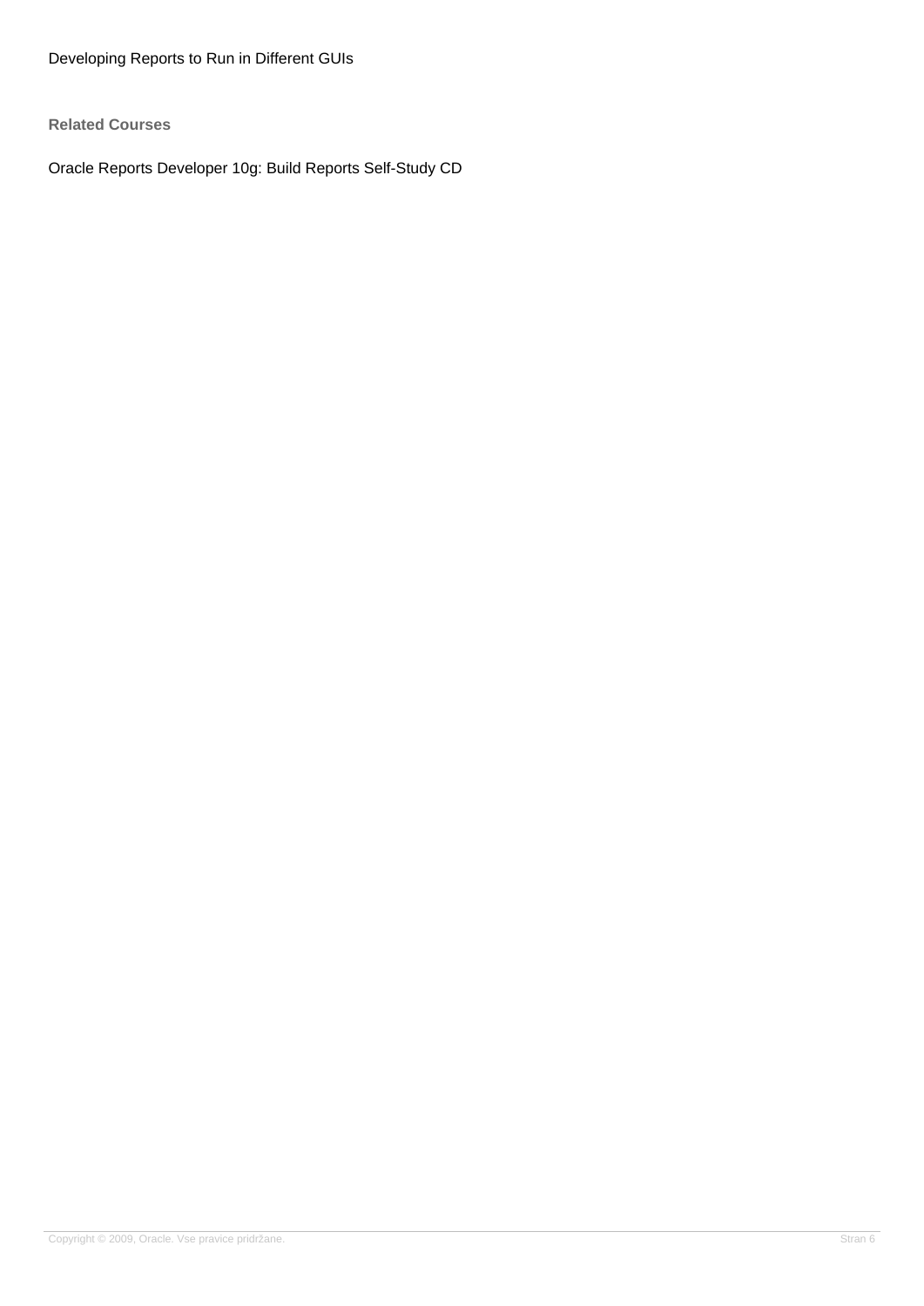Developing Reports to Run in Different GUIs

**Related Courses**

Oracle Reports Developer 10g: Build Reports Self-Study CD